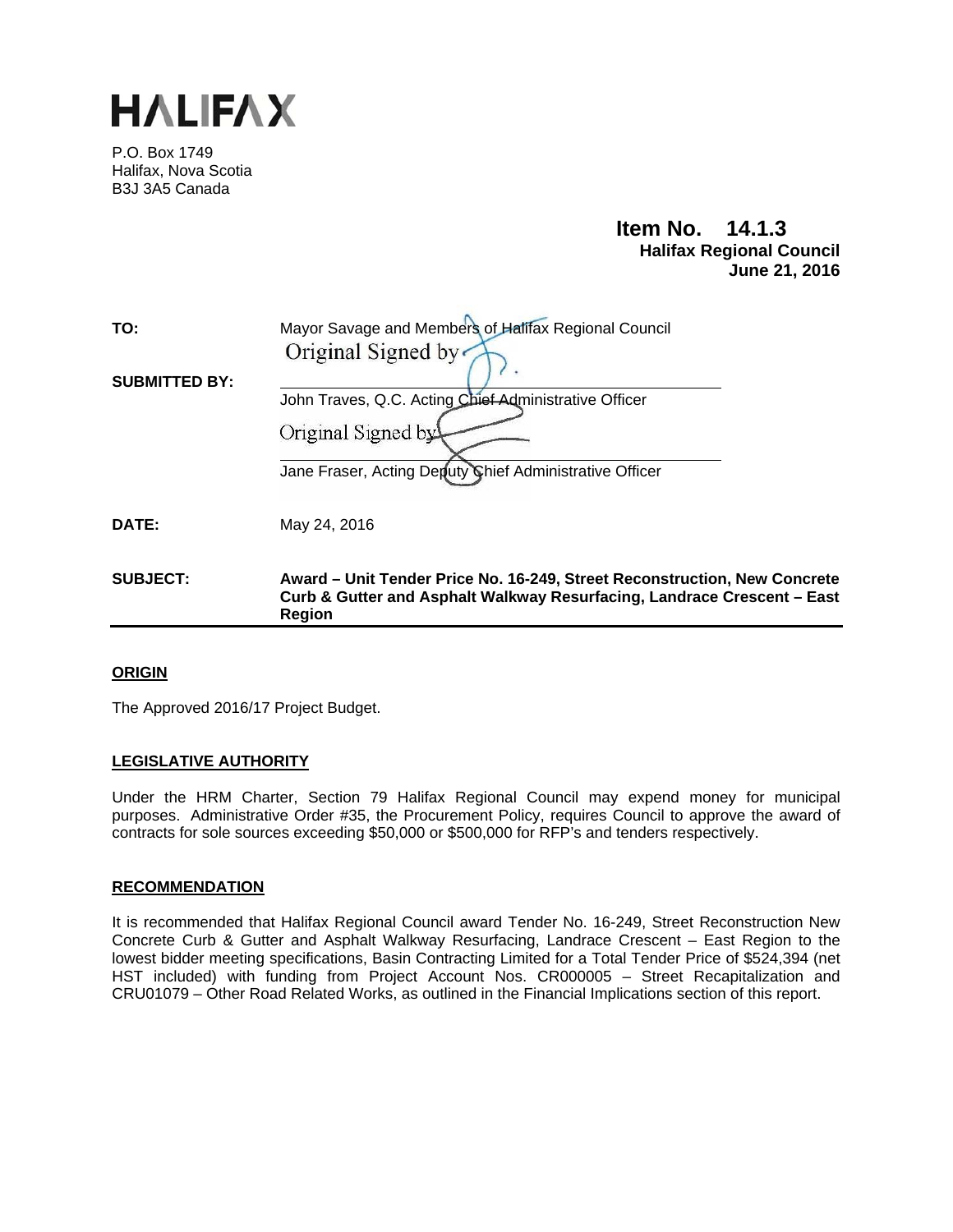# HALIFAX

P.O. Box 1749
Halifax, Nova Scotia
B3J 3A5 Canada

**Item No. 14.1.3**
**Halifax Regional Council**
**June 21, 2016**

| | |
|---|---|
| **TO:** | Mayor Savage and Members of Halifax Regional Council |
| **SUBMITTED BY:** | Original Signed by<br>John Traves, Q.C. Acting Chief Administrative Officer<br><br>Original Signed by<br>Jane Fraser, Acting Deputy Chief Administrative Officer |
| **DATE:** | May 24, 2016 |
| **SUBJECT:** | **Award – Unit Tender Price No. 16-249, Street Reconstruction, New Concrete Curb & Gutter and Asphalt Walkway Resurfacing, Landrace Crescent – East Region** |

## ORIGIN

The Approved 2016/17 Project Budget.

## LEGISLATIVE AUTHORITY

Under the HRM Charter, Section 79 Halifax Regional Council may expend money for municipal purposes. Administrative Order #35, the Procurement Policy, requires Council to approve the award of contracts for sole sources exceeding $50,000 or $500,000 for RFP's and tenders respectively.

## RECOMMENDATION

It is recommended that Halifax Regional Council award Tender No. 16-249, Street Reconstruction New Concrete Curb & Gutter and Asphalt Walkway Resurfacing, Landrace Crescent – East Region to the lowest bidder meeting specifications, Basin Contracting Limited for a Total Tender Price of $524,394 (net HST included) with funding from Project Account Nos. CR000005 – Street Recapitalization and CRU01079 – Other Road Related Works, as outlined in the Financial Implications section of this report.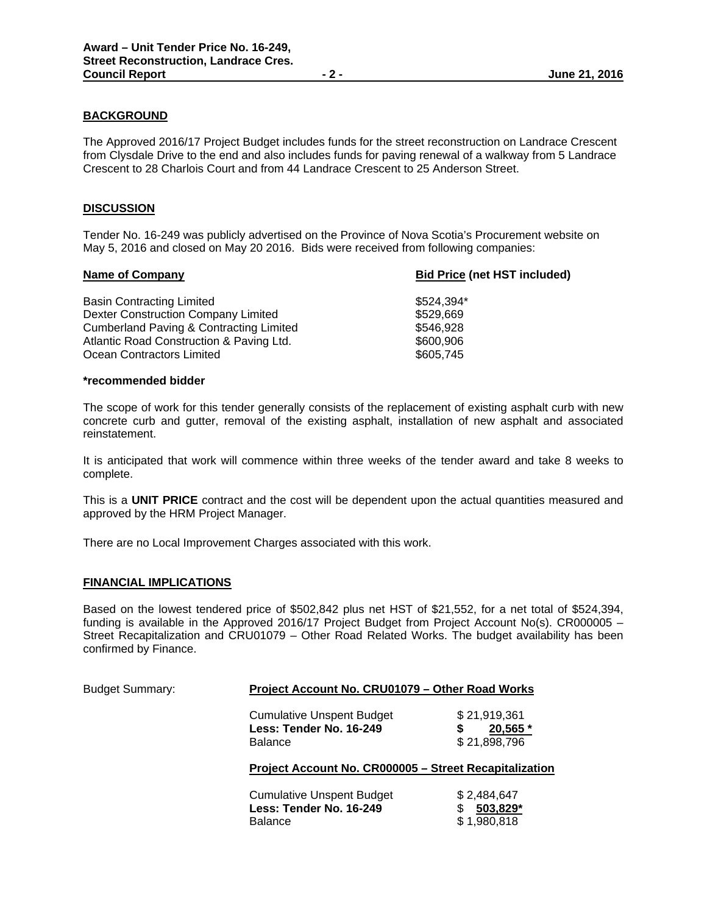## BACKGROUND

The Approved 2016/17 Project Budget includes funds for the street reconstruction on Landrace Crescent from Clysdale Drive to the end and also includes funds for paving renewal of a walkway from 5 Landrace Crescent to 28 Charlois Court and from 44 Landrace Crescent to 25 Anderson Street.

## DISCUSSION

Tender No. 16-249 was publicly advertised on the Province of Nova Scotia's Procurement website on May 5, 2016 and closed on May 20 2016. Bids were received from following companies:

| Name of Company | Bid Price (net HST included) |
|---|---|
| Basin Contracting Limited | $524,394* |
| Dexter Construction Company Limited | $529,669 |
| Cumberland Paving & Contracting Limited | $546,928 |
| Atlantic Road Construction & Paving Ltd. | $600,906 |
| Ocean Contractors Limited | $605,745 |

**\*recommended bidder**

The scope of work for this tender generally consists of the replacement of existing asphalt curb with new concrete curb and gutter, removal of the existing asphalt, installation of new asphalt and associated reinstatement.

It is anticipated that work will commence within three weeks of the tender award and take 8 weeks to complete.

This is a **UNIT PRICE** contract and the cost will be dependent upon the actual quantities measured and approved by the HRM Project Manager.

There are no Local Improvement Charges associated with this work.

## FINANCIAL IMPLICATIONS

Based on the lowest tendered price of $502,842 plus net HST of $21,552, for a net total of $524,394, funding is available in the Approved 2016/17 Project Budget from Project Account No(s). CR000005 – Street Recapitalization and CRU01079 – Other Road Related Works. The budget availability has been confirmed by Finance.

Budget Summary:

**Project Account No. CRU01079 – Other Road Works**

| | |
|---|---|
| Cumulative Unspent Budget | $ 21,919,361 |
| **Less: Tender No. 16-249** | **$ 20,565 \*** |
| Balance | $ 21,898,796 |

**Project Account No. CR000005 – Street Recapitalization**

| | |
|---|---|
| Cumulative Unspent Budget | $ 2,484,647 |
| **Less: Tender No. 16-249** | **$ 503,829\*** |
| Balance | $ 1,980,818 |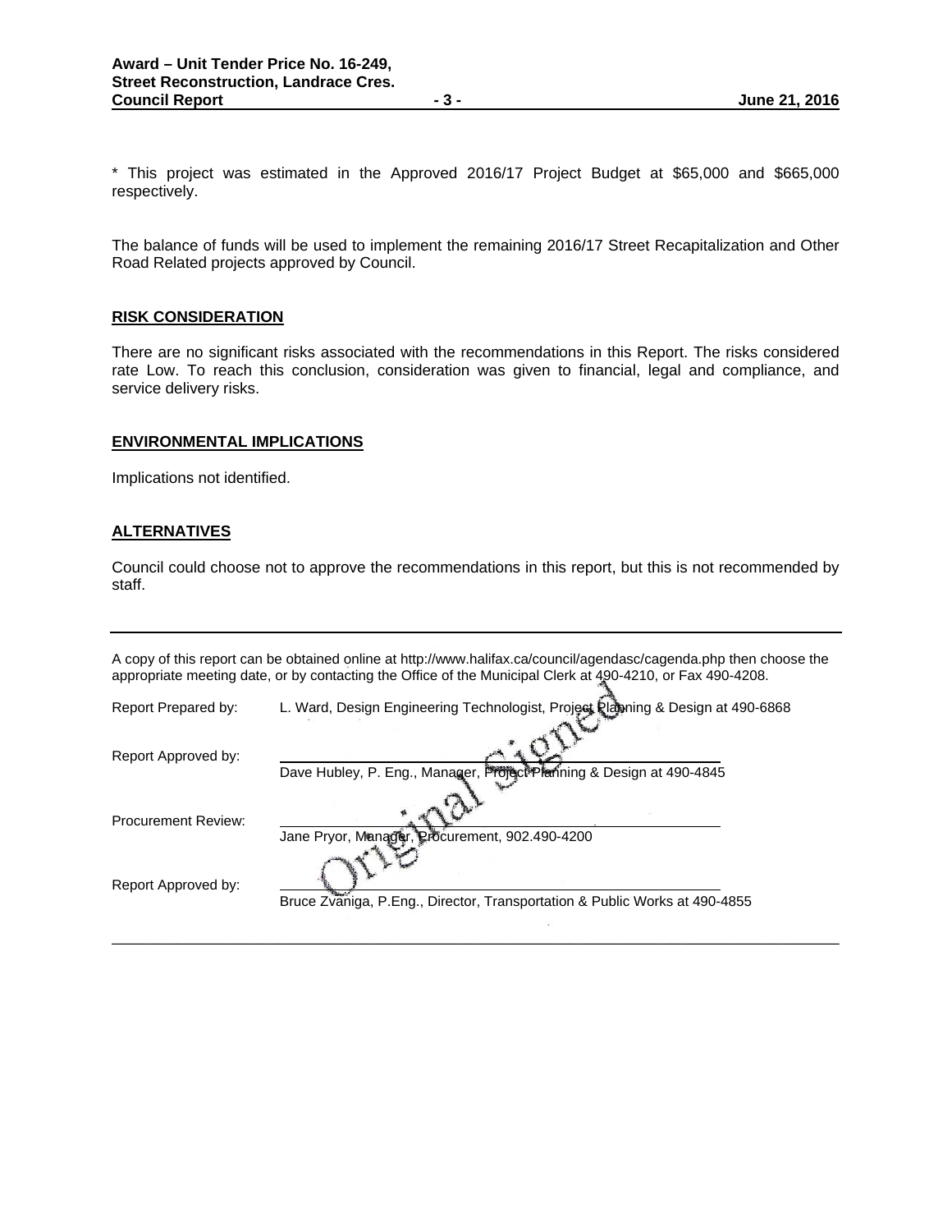* This project was estimated in the Approved 2016/17 Project Budget at $65,000 and $665,000 respectively.

The balance of funds will be used to implement the remaining 2016/17 Street Recapitalization and Other Road Related projects approved by Council.

## RISK CONSIDERATION

There are no significant risks associated with the recommendations in this Report. The risks considered rate Low. To reach this conclusion, consideration was given to financial, legal and compliance, and service delivery risks.

## ENVIRONMENTAL IMPLICATIONS

Implications not identified.

## ALTERNATIVES

Council could choose not to approve the recommendations in this report, but this is not recommended by staff.

---

A copy of this report can be obtained online at http://www.halifax.ca/council/agendasc/cagenda.php then choose the appropriate meeting date, or by contacting the Office of the Municipal Clerk at 490-4210, or Fax 490-4208.

Report Prepared by: L. Ward, Design Engineering Technologist, Project Planning & Design at 490-6868

Report Approved by: Dave Hubley, P. Eng., Manager, Project Planning & Design at 490-4845

Procurement Review: Jane Pryor, Manager, Procurement, 902.490-4200

Report Approved by: Bruce Zvaniga, P.Eng., Director, Transportation & Public Works at 490-4855

Original Signed